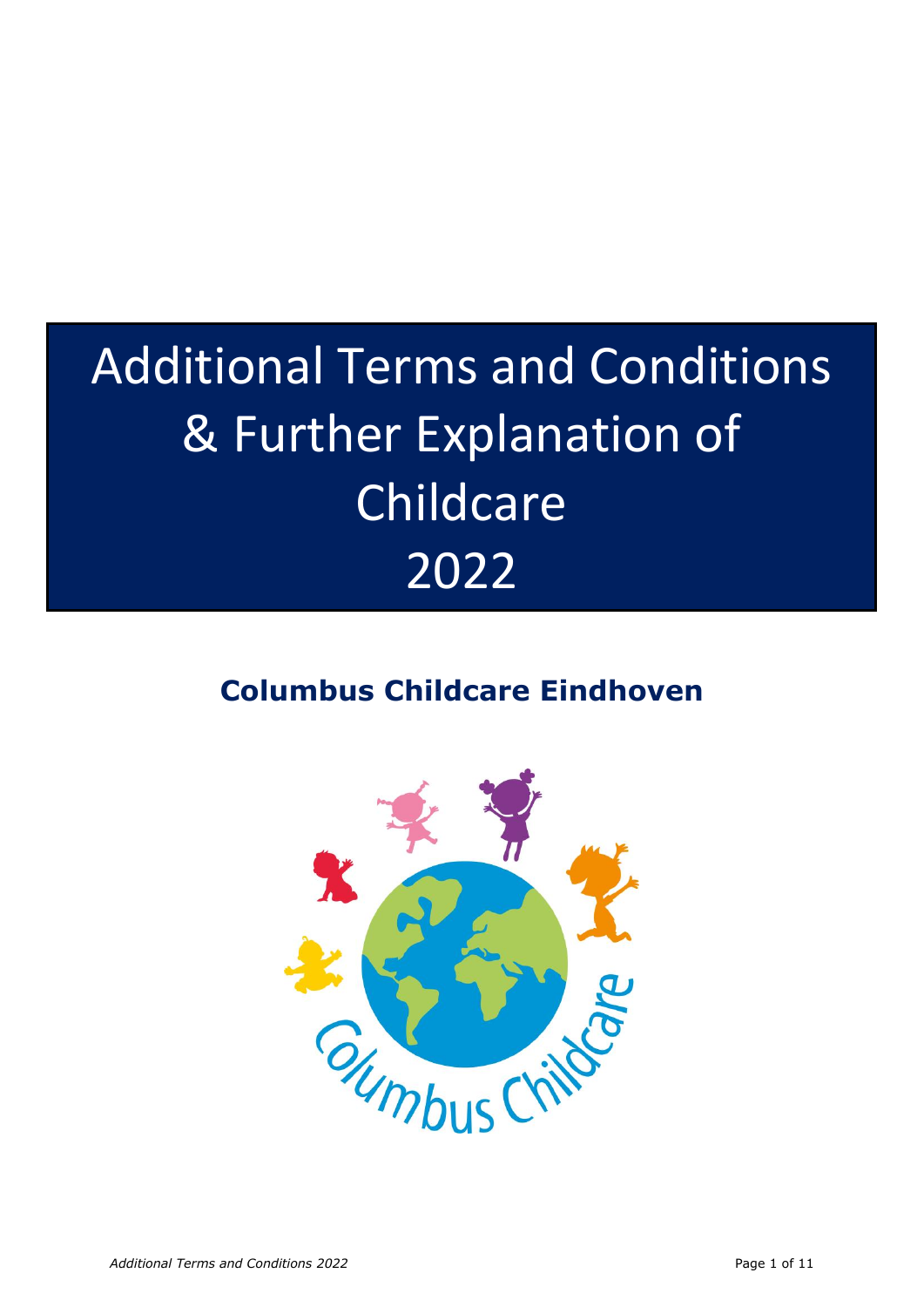# Additional Terms and Conditions & Further Explanation of Childcare 2022

## Columbus Childcare Eindhoven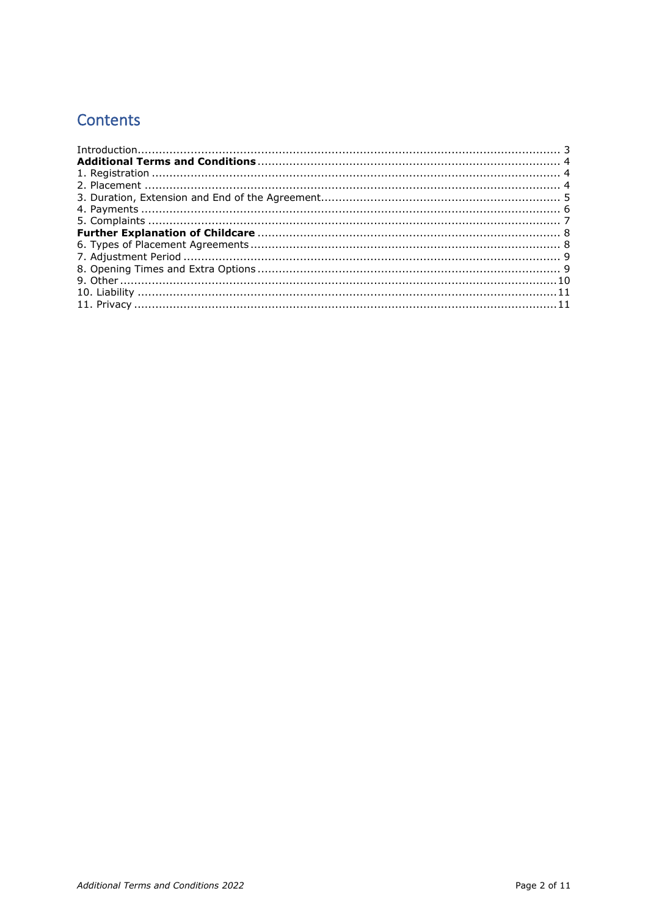## Contents

Introduction........................................................................................................ 3
**Additional Terms and Conditions** ..................................................................... 4
1. Registration ................................................................................................... 4
2. Placement ..................................................................................................... 4
3. Duration, Extension and End of the Agreement.................................................... 5
4. Payments ...................................................................................................... 6
5. Complaints .................................................................................................... 7
**Further Explanation of Childcare** ..................................................................... 8
6. Types of Placement Agreements ....................................................................... 8
7. Adjustment Period .......................................................................................... 9
8. Opening Times and Extra Options ..................................................................... 9
9. Other ............................................................................................................10
10. Liability .......................................................................................................11
11. Privacy ........................................................................................................11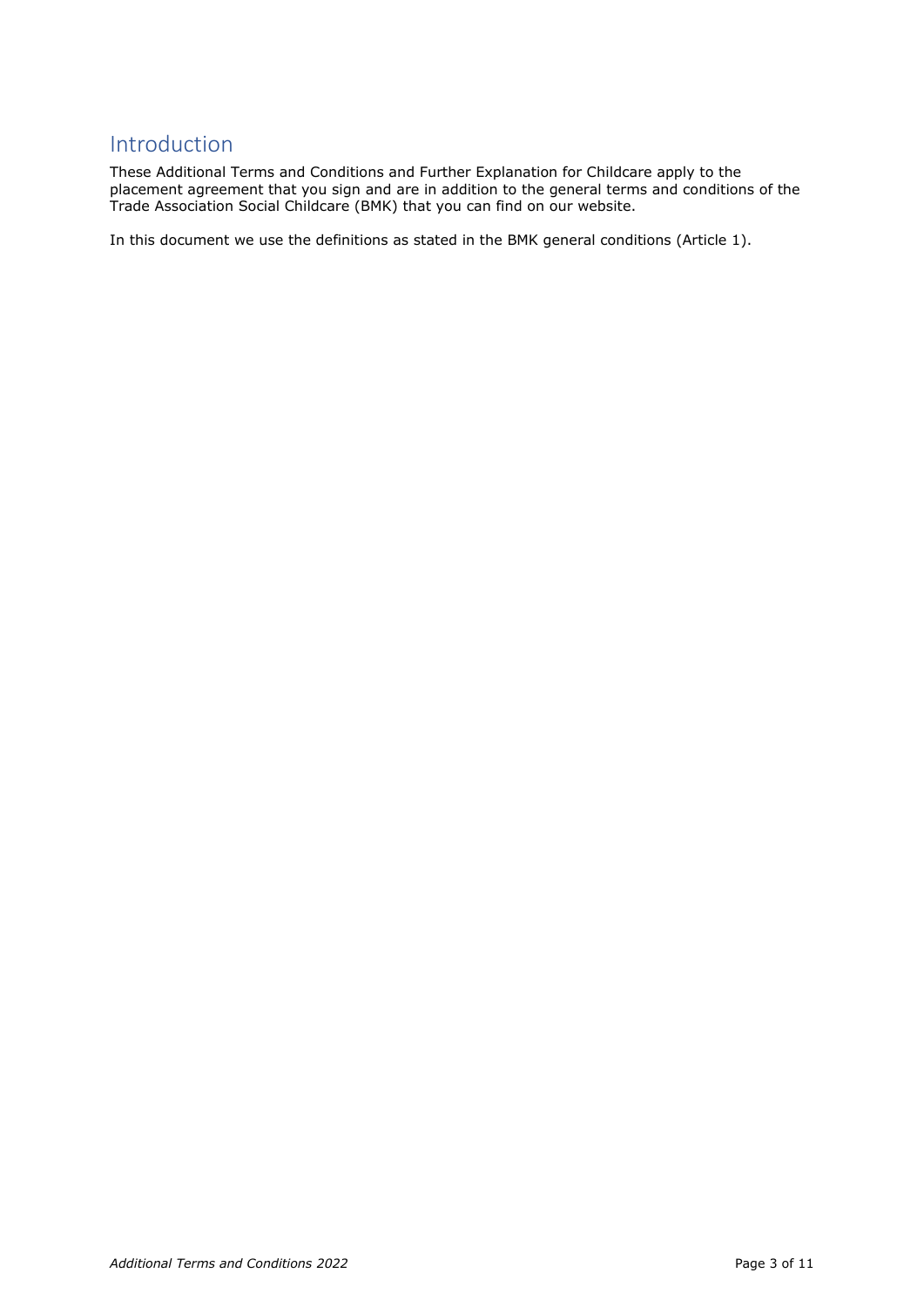## Introduction

These Additional Terms and Conditions and Further Explanation for Childcare apply to the placement agreement that you sign and are in addition to the general terms and conditions of the Trade Association Social Childcare (BMK) that you can find on our website.

In this document we use the definitions as stated in the BMK general conditions (Article 1).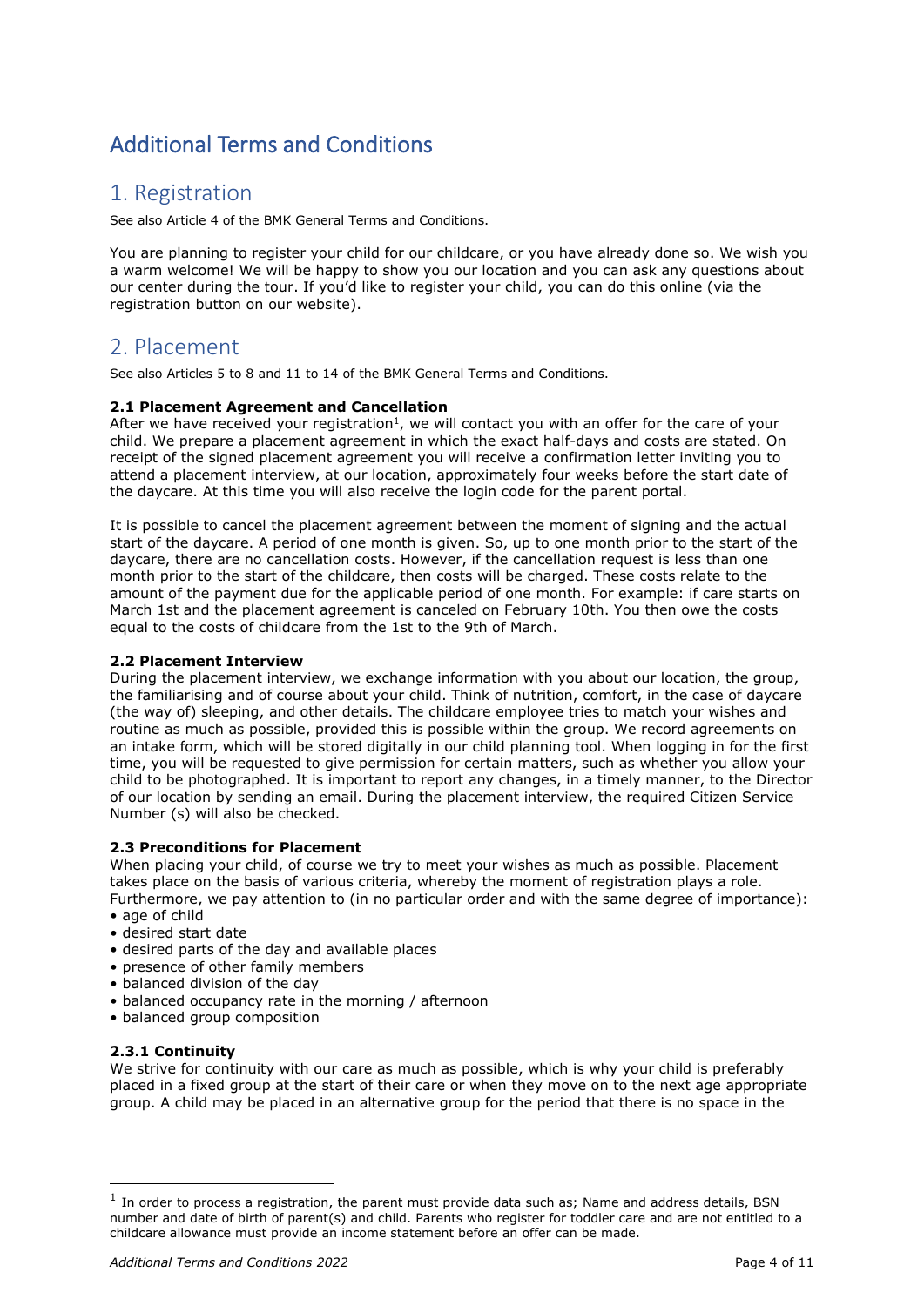# Additional Terms and Conditions

## 1. Registration

See also Article 4 of the BMK General Terms and Conditions.

You are planning to register your child for our childcare, or you have already done so. We wish you a warm welcome! We will be happy to show you our location and you can ask any questions about our center during the tour. If you'd like to register your child, you can do this online (via the registration button on our website).

## 2. Placement

See also Articles 5 to 8 and 11 to 14 of the BMK General Terms and Conditions.

**2.1 Placement Agreement and Cancellation**

After we have received your registration[1], we will contact you with an offer for the care of your child. We prepare a placement agreement in which the exact half-days and costs are stated. On receipt of the signed placement agreement you will receive a confirmation letter inviting you to attend a placement interview, at our location, approximately four weeks before the start date of the daycare. At this time you will also receive the login code for the parent portal.

It is possible to cancel the placement agreement between the moment of signing and the actual start of the daycare. A period of one month is given. So, up to one month prior to the start of the daycare, there are no cancellation costs. However, if the cancellation request is less than one month prior to the start of the childcare, then costs will be charged. These costs relate to the amount of the payment due for the applicable period of one month. For example: if care starts on March 1st and the placement agreement is canceled on February 10th. You then owe the costs equal to the costs of childcare from the 1st to the 9th of March.

**2.2 Placement Interview**

During the placement interview, we exchange information with you about our location, the group, the familiarising and of course about your child. Think of nutrition, comfort, in the case of daycare (the way of) sleeping, and other details. The childcare employee tries to match your wishes and routine as much as possible, provided this is possible within the group. We record agreements on an intake form, which will be stored digitally in our child planning tool. When logging in for the first time, you will be requested to give permission for certain matters, such as whether you allow your child to be photographed. It is important to report any changes, in a timely manner, to the Director of our location by sending an email. During the placement interview, the required Citizen Service Number (s) will also be checked.

**2.3 Preconditions for Placement**

When placing your child, of course we try to meet your wishes as much as possible. Placement takes place on the basis of various criteria, whereby the moment of registration plays a role. Furthermore, we pay attention to (in no particular order and with the same degree of importance):

- age of child
- desired start date
- desired parts of the day and available places
- presence of other family members
- balanced division of the day
- balanced occupancy rate in the morning / afternoon
- balanced group composition

**2.3.1 Continuity**

We strive for continuity with our care as much as possible, which is why your child is preferably placed in a fixed group at the start of their care or when they move on to the next age appropriate group. A child may be placed in an alternative group for the period that there is no space in the

[1] In order to process a registration, the parent must provide data such as; Name and address details, BSN number and date of birth of parent(s) and child. Parents who register for toddler care and are not entitled to a childcare allowance must provide an income statement before an offer can be made.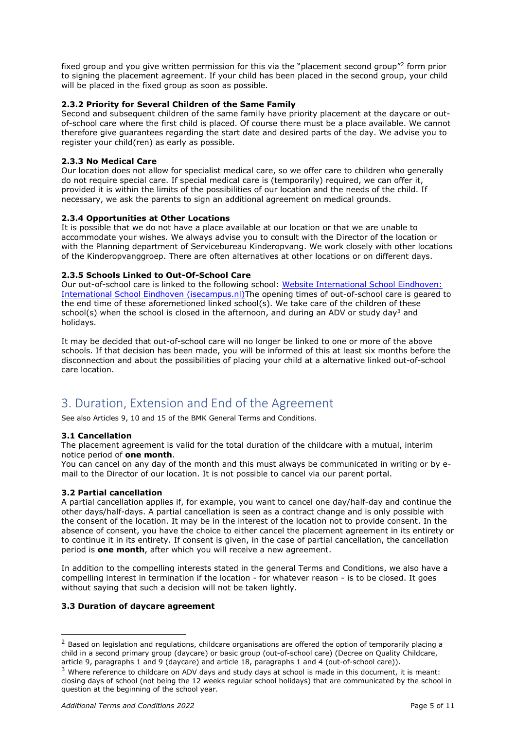fixed group and you give written permission for this via the "placement second group"[2] form prior to signing the placement agreement. If your child has been placed in the second group, your child will be placed in the fixed group as soon as possible.

### 2.3.2 Priority for Several Children of the Same Family

Second and subsequent children of the same family have priority placement at the daycare or out-of-school care where the first child is placed. Of course there must be a place available. We cannot therefore give guarantees regarding the start date and desired parts of the day. We advise you to register your child(ren) as early as possible.

### 2.3.3 No Medical Care

Our location does not allow for specialist medical care, so we offer care to children who generally do not require special care. If special medical care is (temporarily) required, we can offer it, provided it is within the limits of the possibilities of our location and the needs of the child. If necessary, we ask the parents to sign an additional agreement on medical grounds.

### 2.3.4 Opportunities at Other Locations

It is possible that we do not have a place available at our location or that we are unable to accommodate your wishes. We always advise you to consult with the Director of the location or with the Planning department of Servicebureau Kinderopvang. We work closely with other locations of the Kinderopvanggroep. There are often alternatives at other locations or on different days.

### 2.3.5 Schools Linked to Out-Of-School Care

Our out-of-school care is linked to the following school: [Website International School Eindhoven: International School Eindhoven (isecampus.nl)]The opening times of out-of-school care is geared to the end time of these aforementioned linked school(s). We take care of the children of these school(s) when the school is closed in the afternoon, and during an ADV or study day[3] and holidays.

It may be decided that out-of-school care will no longer be linked to one or more of the above schools. If that decision has been made, you will be informed of this at least six months before the disconnection and about the possibilities of placing your child at a alternative linked out-of-school care location.

## 3. Duration, Extension and End of the Agreement

See also Articles 9, 10 and 15 of the BMK General Terms and Conditions.

### 3.1 Cancellation

The placement agreement is valid for the total duration of the childcare with a mutual, interim notice period of **one month**.
You can cancel on any day of the month and this must always be communicated in writing or by e-mail to the Director of our location. It is not possible to cancel via our parent portal.

### 3.2 Partial cancellation

A partial cancellation applies if, for example, you want to cancel one day/half-day and continue the other days/half-days. A partial cancellation is seen as a contract change and is only possible with the consent of the location. It may be in the interest of the location not to provide consent. In the absence of consent, you have the choice to either cancel the placement agreement in its entirety or to continue it in its entirety. If consent is given, in the case of partial cancellation, the cancellation period is **one month**, after which you will receive a new agreement.

In addition to the compelling interests stated in the general Terms and Conditions, we also have a compelling interest in termination if the location - for whatever reason - is to be closed. It goes without saying that such a decision will not be taken lightly.

### 3.3 Duration of daycare agreement

---

[2] Based on legislation and regulations, childcare organisations are offered the option of temporarily placing a child in a second primary group (daycare) or basic group (out-of-school care) (Decree on Quality Childcare, article 9, paragraphs 1 and 9 (daycare) and article 18, paragraphs 1 and 4 (out-of-school care)).

[3] Where reference to childcare on ADV days and study days at school is made in this document, it is meant: closing days of school (not being the 12 weeks regular school holidays) that are communicated by the school in question at the beginning of the school year.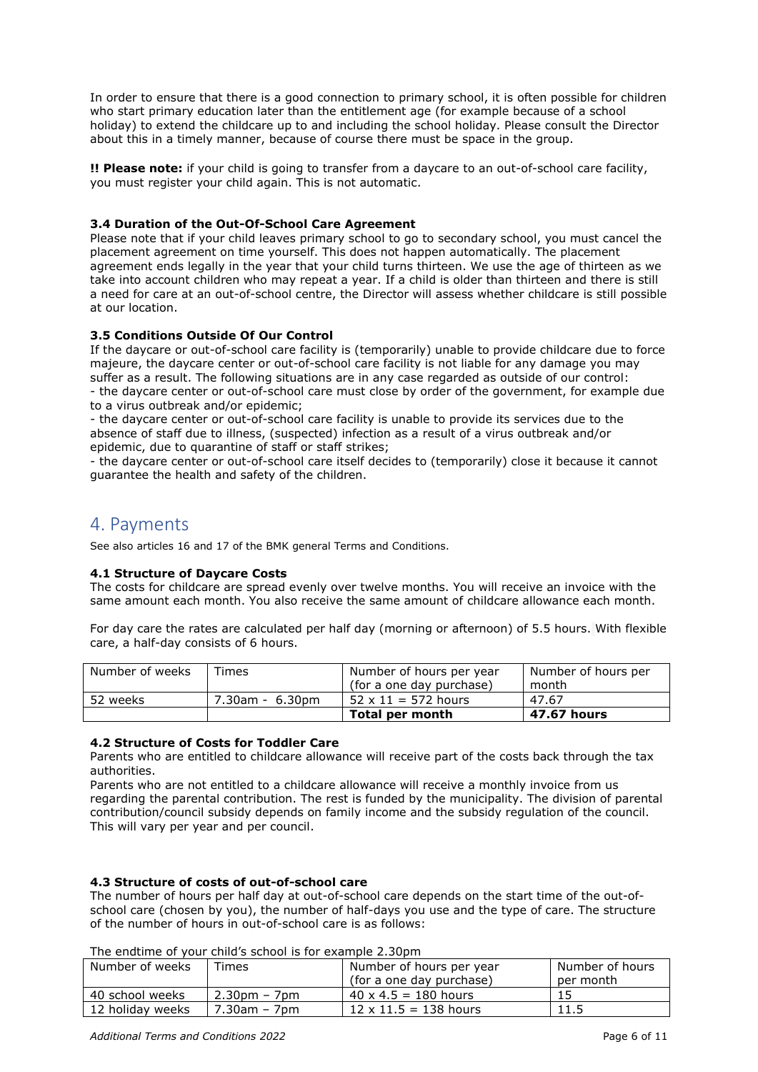In order to ensure that there is a good connection to primary school, it is often possible for children who start primary education later than the entitlement age (for example because of a school holiday) to extend the childcare up to and including the school holiday. Please consult the Director about this in a timely manner, because of course there must be space in the group.

**!! Please note:** if your child is going to transfer from a daycare to an out-of-school care facility, you must register your child again. This is not automatic.

### 3.4 Duration of the Out-Of-School Care Agreement

Please note that if your child leaves primary school to go to secondary school, you must cancel the placement agreement on time yourself. This does not happen automatically. The placement agreement ends legally in the year that your child turns thirteen. We use the age of thirteen as we take into account children who may repeat a year. If a child is older than thirteen and there is still a need for care at an out-of-school centre, the Director will assess whether childcare is still possible at our location.

### 3.5 Conditions Outside Of Our Control

If the daycare or out-of-school care facility is (temporarily) unable to provide childcare due to force majeure, the daycare center or out-of-school care facility is not liable for any damage you may suffer as a result. The following situations are in any case regarded as outside of our control:
- the daycare center or out-of-school care must close by order of the government, for example due to a virus outbreak and/or epidemic;
- the daycare center or out-of-school care facility is unable to provide its services due to the absence of staff due to illness, (suspected) infection as a result of a virus outbreak and/or epidemic, due to quarantine of staff or staff strikes;
- the daycare center or out-of-school care itself decides to (temporarily) close it because it cannot guarantee the health and safety of the children.

## 4. Payments

See also articles 16 and 17 of the BMK general Terms and Conditions.

### 4.1 Structure of Daycare Costs

The costs for childcare are spread evenly over twelve months. You will receive an invoice with the same amount each month. You also receive the same amount of childcare allowance each month.

For day care the rates are calculated per half day (morning or afternoon) of 5.5 hours. With flexible care, a half-day consists of 6 hours.

| Number of weeks | Times | Number of hours per year (for a one day purchase) | Number of hours per month |
|---|---|---|---|
| 52 weeks | 7.30am - 6.30pm | 52 x 11 = 572 hours | 47.67 |
| | | **Total per month** | **47.67 hours** |

### 4.2 Structure of Costs for Toddler Care

Parents who are entitled to childcare allowance will receive part of the costs back through the tax authorities.
Parents who are not entitled to a childcare allowance will receive a monthly invoice from us regarding the parental contribution. The rest is funded by the municipality. The division of parental contribution/council subsidy depends on family income and the subsidy regulation of the council. This will vary per year and per council.

### 4.3 Structure of costs of out-of-school care

The number of hours per half day at out-of-school care depends on the start time of the out-of-school care (chosen by you), the number of half-days you use and the type of care. The structure of the number of hours in out-of-school care is as follows:

The endtime of your child's school is for example 2.30pm

| Number of weeks | Times | Number of hours per year (for a one day purchase) | Number of hours per month |
|---|---|---|---|
| 40 school weeks | 2.30pm – 7pm | 40 x 4.5 = 180 hours | 15 |
| 12 holiday weeks | 7.30am – 7pm | 12 x 11.5 = 138 hours | 11.5 |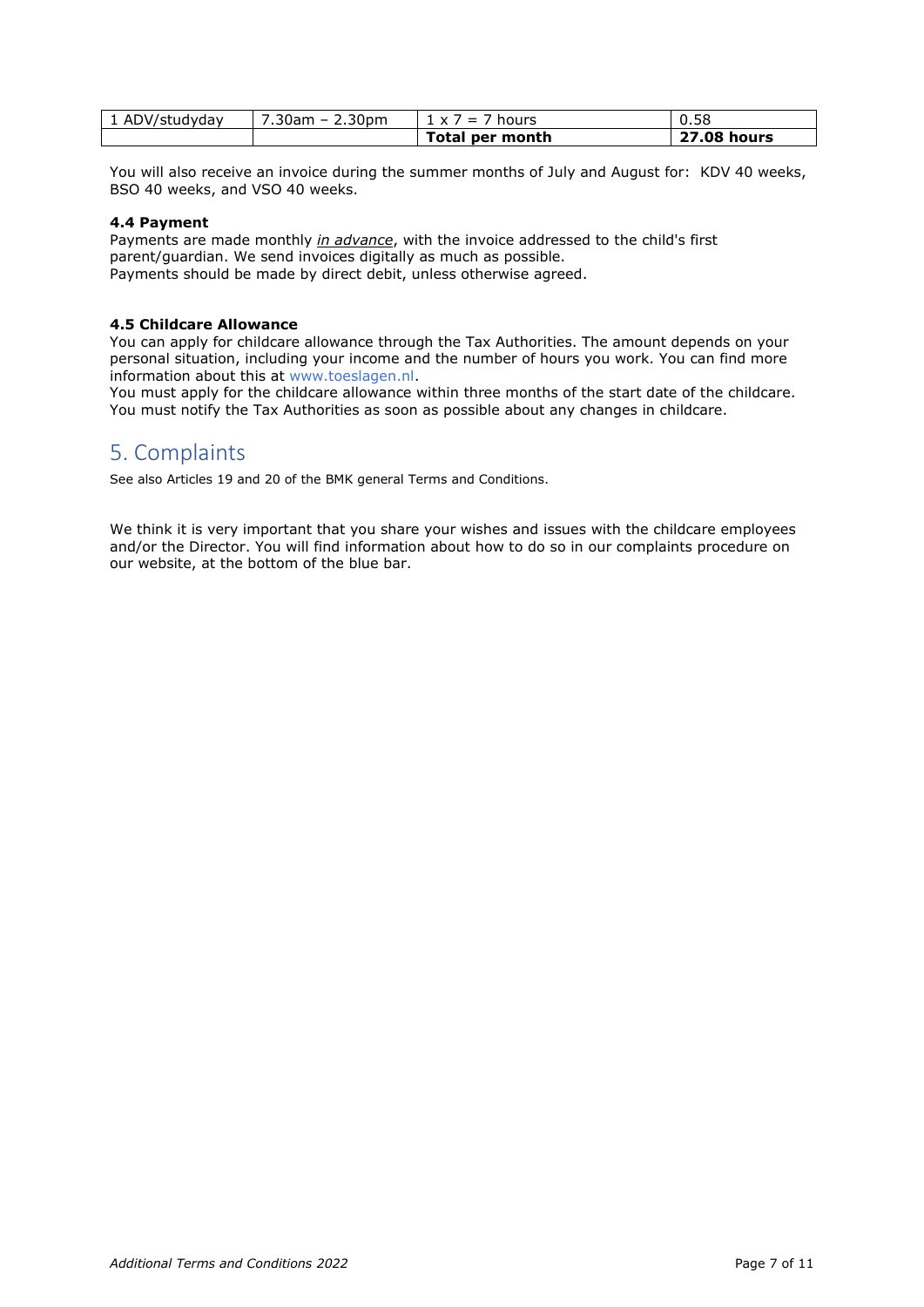| 1 ADV/studyday | 7.30am – 2.30pm | 1 x 7 = 7 hours | 0.58 |
|---|---|---|---|
| | | **Total per month** | **27.08 hours** |

You will also receive an invoice during the summer months of July and August for: KDV 40 weeks, BSO 40 weeks, and VSO 40 weeks.

**4.4 Payment**

Payments are made monthly ***in advance***, with the invoice addressed to the child's first parent/guardian. We send invoices digitally as much as possible.
Payments should be made by direct debit, unless otherwise agreed.

**4.5 Childcare Allowance**

You can apply for childcare allowance through the Tax Authorities. The amount depends on your personal situation, including your income and the number of hours you work. You can find more information about this at www.toeslagen.nl.
You must apply for the childcare allowance within three months of the start date of the childcare.
You must notify the Tax Authorities as soon as possible about any changes in childcare.

# 5. Complaints

See also Articles 19 and 20 of the BMK general Terms and Conditions.

We think it is very important that you share your wishes and issues with the childcare employees and/or the Director. You will find information about how to do so in our complaints procedure on our website, at the bottom of the blue bar.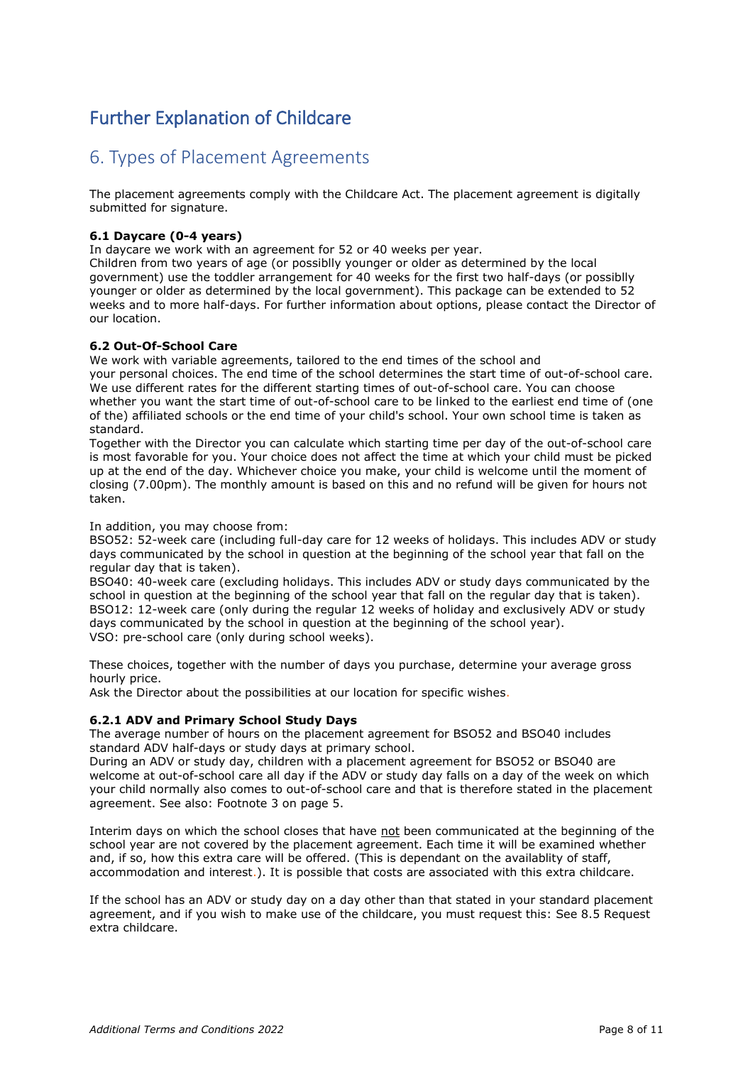# Further Explanation of Childcare

## 6. Types of Placement Agreements

The placement agreements comply with the Childcare Act. The placement agreement is digitally submitted for signature.

### 6.1 Daycare (0-4 years)

In daycare we work with an agreement for 52 or 40 weeks per year.
Children from two years of age (or possiblly younger or older as determined by the local government) use the toddler arrangement for 40 weeks for the first two half-days (or possiblly younger or older as determined by the local government). This package can be extended to 52 weeks and to more half-days. For further information about options, please contact the Director of our location.

### 6.2 Out-Of-School Care

We work with variable agreements, tailored to the end times of the school and your personal choices. The end time of the school determines the start time of out-of-school care. We use different rates for the different starting times of out-of-school care. You can choose whether you want the start time of out-of-school care to be linked to the earliest end time of (one of the) affiliated schools or the end time of your child's school. Your own school time is taken as standard.
Together with the Director you can calculate which starting time per day of the out-of-school care is most favorable for you. Your choice does not affect the time at which your child must be picked up at the end of the day. Whichever choice you make, your child is welcome until the moment of closing (7.00pm). The monthly amount is based on this and no refund will be given for hours not taken.

In addition, you may choose from:
BSO52: 52-week care (including full-day care for 12 weeks of holidays. This includes ADV or study days communicated by the school in question at the beginning of the school year that fall on the regular day that is taken).
BSO40: 40-week care (excluding holidays. This includes ADV or study days communicated by the school in question at the beginning of the school year that fall on the regular day that is taken).
BSO12: 12-week care (only during the regular 12 weeks of holiday and exclusively ADV or study days communicated by the school in question at the beginning of the school year).
VSO: pre-school care (only during school weeks).

These choices, together with the number of days you purchase, determine your average gross hourly price.
Ask the Director about the possibilities at our location for specific wishes.

#### 6.2.1 ADV and Primary School Study Days

The average number of hours on the placement agreement for BSO52 and BSO40 includes standard ADV half-days or study days at primary school.
During an ADV or study day, children with a placement agreement for BSO52 or BSO40 are welcome at out-of-school care all day if the ADV or study day falls on a day of the week on which your child normally also comes to out-of-school care and that is therefore stated in the placement agreement. See also: Footnote 3 on page 5.

Interim days on which the school closes that have not been communicated at the beginning of the school year are not covered by the placement agreement. Each time it will be examined whether and, if so, how this extra care will be offered. (This is dependant on the availablity of staff, accommodation and interest.). It is possible that costs are associated with this extra childcare.

If the school has an ADV or study day on a day other than that stated in your standard placement agreement, and if you wish to make use of the childcare, you must request this: See 8.5 Request extra childcare.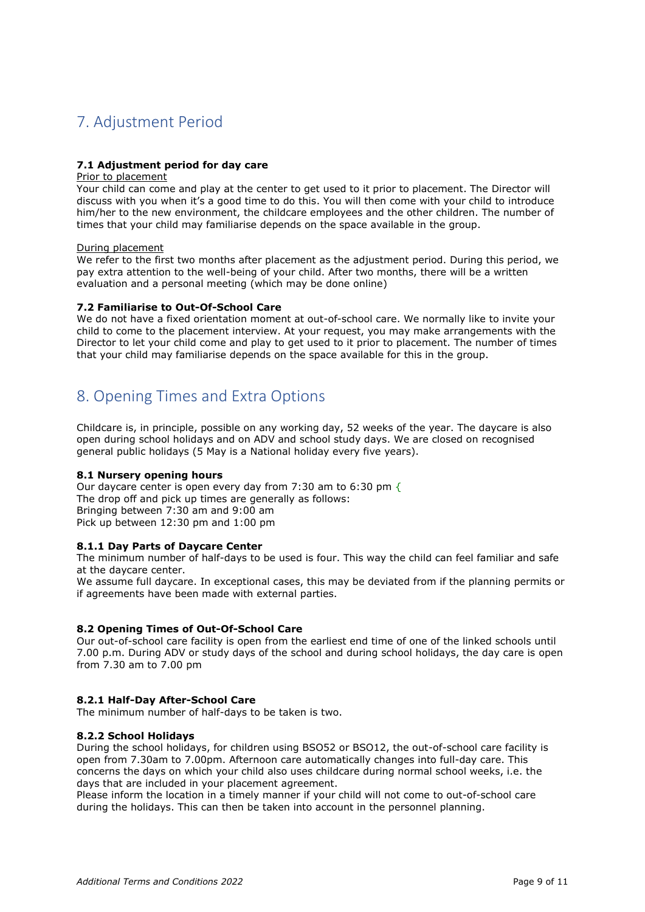# 7. Adjustment Period

**7.1 Adjustment period for day care**

Prior to placement

Your child can come and play at the center to get used to it prior to placement. The Director will discuss with you when it's a good time to do this. You will then come with your child to introduce him/her to the new environment, the childcare employees and the other children. The number of times that your child may familiarise depends on the space available in the group.

During placement

We refer to the first two months after placement as the adjustment period. During this period, we pay extra attention to the well-being of your child. After two months, there will be a written evaluation and a personal meeting (which may be done online)

**7.2 Familiarise to Out-Of-School Care**

We do not have a fixed orientation moment at out-of-school care. We normally like to invite your child to come to the placement interview. At your request, you may make arrangements with the Director to let your child come and play to get used to it prior to placement. The number of times that your child may familiarise depends on the space available for this in the group.

# 8. Opening Times and Extra Options

Childcare is, in principle, possible on any working day, 52 weeks of the year. The daycare is also open during school holidays and on ADV and school study days. We are closed on recognised general public holidays (5 May is a National holiday every five years).

**8.1 Nursery opening hours**

Our daycare center is open every day from 7:30 am to 6:30 pm {
The drop off and pick up times are generally as follows:
Bringing between 7:30 am and 9:00 am
Pick up between 12:30 pm and 1:00 pm

**8.1.1 Day Parts of Daycare Center**

The minimum number of half-days to be used is four. This way the child can feel familiar and safe at the daycare center.
We assume full daycare. In exceptional cases, this may be deviated from if the planning permits or if agreements have been made with external parties.

**8.2 Opening Times of Out-Of-School Care**

Our out-of-school care facility is open from the earliest end time of one of the linked schools until 7.00 p.m. During ADV or study days of the school and during school holidays, the day care is open from 7.30 am to 7.00 pm

**8.2.1 Half-Day After-School Care**

The minimum number of half-days to be taken is two.

**8.2.2 School Holidays**

During the school holidays, for children using BSO52 or BSO12, the out-of-school care facility is open from 7.30am to 7.00pm. Afternoon care automatically changes into full-day care. This concerns the days on which your child also uses childcare during normal school weeks, i.e. the days that are included in your placement agreement.
Please inform the location in a timely manner if your child will not come to out-of-school care during the holidays. This can then be taken into account in the personnel planning.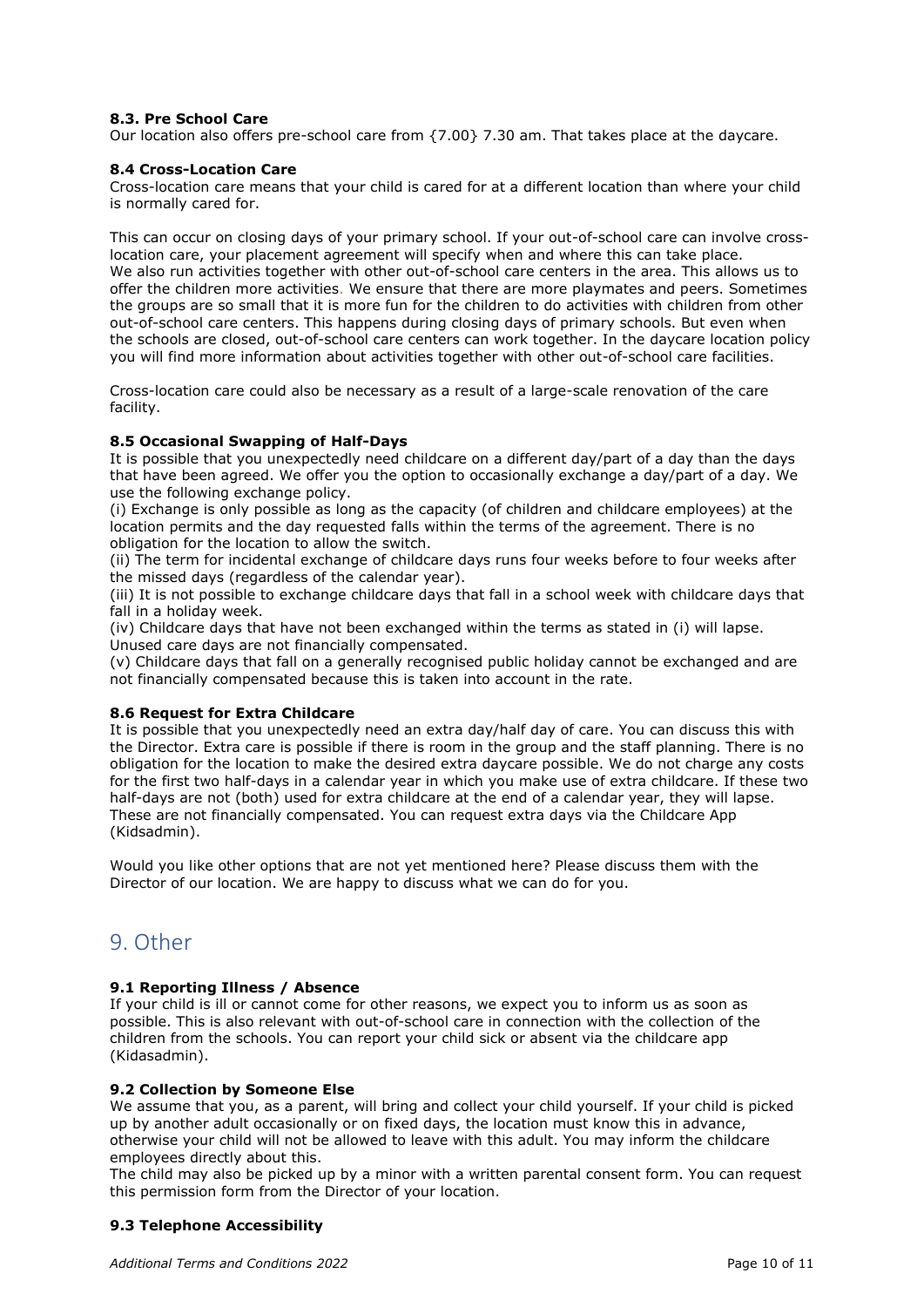**8.3. Pre School Care**
Our location also offers pre-school care from {7.00} 7.30 am. That takes place at the daycare.

**8.4 Cross-Location Care**
Cross-location care means that your child is cared for at a different location than where your child is normally cared for.

This can occur on closing days of your primary school. If your out-of-school care can involve cross-location care, your placement agreement will specify when and where this can take place.
We also run activities together with other out-of-school care centers in the area. This allows us to offer the children more activities. We ensure that there are more playmates and peers. Sometimes the groups are so small that it is more fun for the children to do activities with children from other out-of-school care centers. This happens during closing days of primary schools. But even when the schools are closed, out-of-school care centers can work together. In the daycare location policy you will find more information about activities together with other out-of-school care facilities.

Cross-location care could also be necessary as a result of a large-scale renovation of the care facility.

**8.5 Occasional Swapping of Half-Days**
It is possible that you unexpectedly need childcare on a different day/part of a day than the days that have been agreed. We offer you the option to occasionally exchange a day/part of a day. We use the following exchange policy.
(i) Exchange is only possible as long as the capacity (of children and childcare employees) at the location permits and the day requested falls within the terms of the agreement. There is no obligation for the location to allow the switch.
(ii) The term for incidental exchange of childcare days runs four weeks before to four weeks after the missed days (regardless of the calendar year).
(iii) It is not possible to exchange childcare days that fall in a school week with childcare days that fall in a holiday week.
(iv) Childcare days that have not been exchanged within the terms as stated in (i) will lapse. Unused care days are not financially compensated.
(v) Childcare days that fall on a generally recognised public holiday cannot be exchanged and are not financially compensated because this is taken into account in the rate.

**8.6 Request for Extra Childcare**
It is possible that you unexpectedly need an extra day/half day of care. You can discuss this with the Director. Extra care is possible if there is room in the group and the staff planning. There is no obligation for the location to make the desired extra daycare possible. We do not charge any costs for the first two half-days in a calendar year in which you make use of extra childcare. If these two half-days are not (both) used for extra childcare at the end of a calendar year, they will lapse. These are not financially compensated. You can request extra days via the Childcare App (Kidsadmin).

Would you like other options that are not yet mentioned here? Please discuss them with the Director of our location. We are happy to discuss what we can do for you.

# 9. Other

**9.1 Reporting Illness / Absence**
If your child is ill or cannot come for other reasons, we expect you to inform us as soon as possible. This is also relevant with out-of-school care in connection with the collection of the children from the schools. You can report your child sick or absent via the childcare app (Kidasadmin).

**9.2 Collection by Someone Else**
We assume that you, as a parent, will bring and collect your child yourself. If your child is picked up by another adult occasionally or on fixed days, the location must know this in advance, otherwise your child will not be allowed to leave with this adult. You may inform the childcare employees directly about this.
The child may also be picked up by a minor with a written parental consent form. You can request this permission form from the Director of your location.

**9.3 Telephone Accessibility**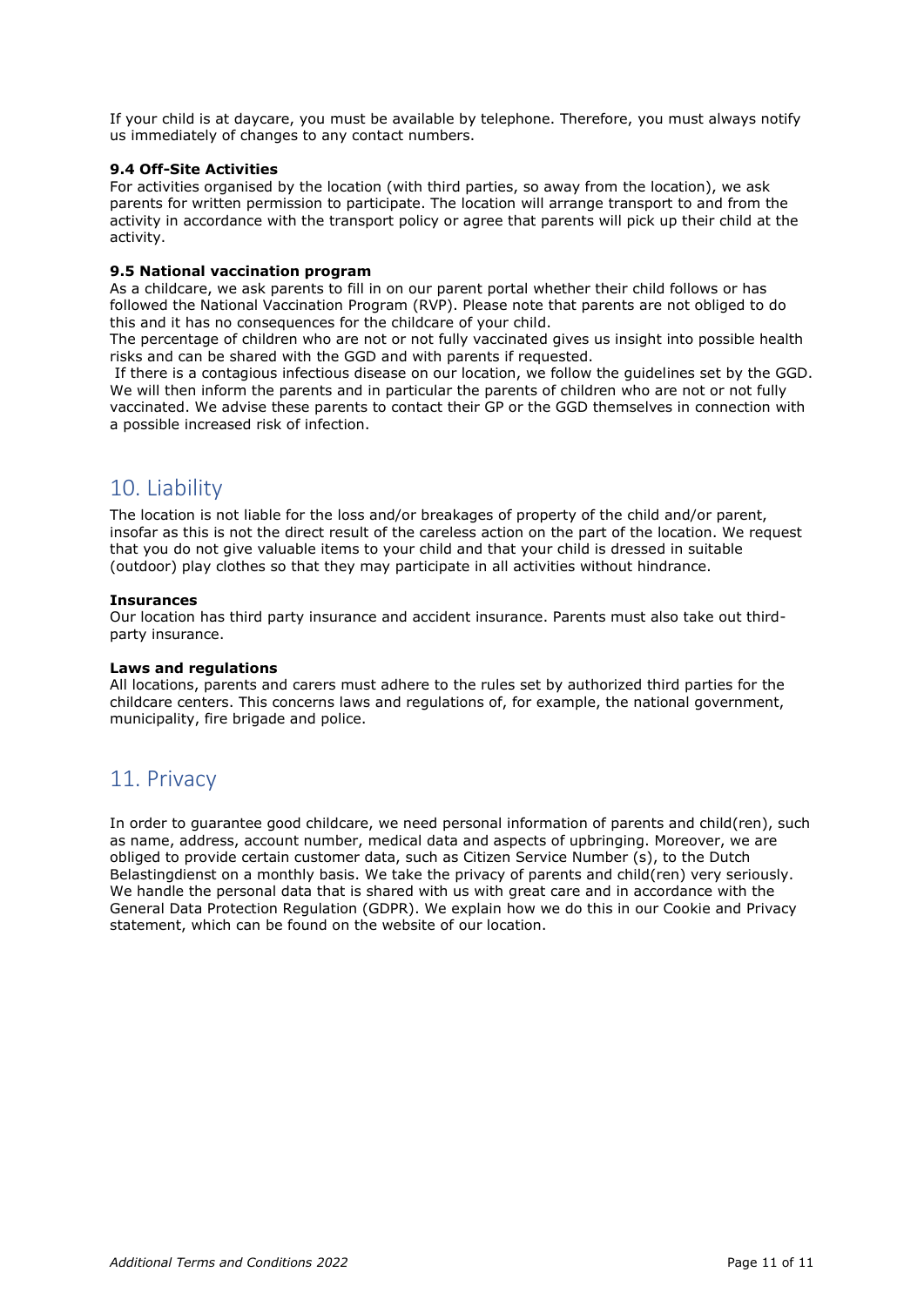If your child is at daycare, you must be available by telephone. Therefore, you must always notify us immediately of changes to any contact numbers.

**9.4 Off-Site Activities**
For activities organised by the location (with third parties, so away from the location), we ask parents for written permission to participate. The location will arrange transport to and from the activity in accordance with the transport policy or agree that parents will pick up their child at the activity.

**9.5 National vaccination program**
As a childcare, we ask parents to fill in on our parent portal whether their child follows or has followed the National Vaccination Program (RVP). Please note that parents are not obliged to do this and it has no consequences for the childcare of your child.
The percentage of children who are not or not fully vaccinated gives us insight into possible health risks and can be shared with the GGD and with parents if requested.
If there is a contagious infectious disease on our location, we follow the guidelines set by the GGD. We will then inform the parents and in particular the parents of children who are not or not fully vaccinated. We advise these parents to contact their GP or the GGD themselves in connection with a possible increased risk of infection.

## 10. Liability

The location is not liable for the loss and/or breakages of property of the child and/or parent, insofar as this is not the direct result of the careless action on the part of the location. We request that you do not give valuable items to your child and that your child is dressed in suitable (outdoor) play clothes so that they may participate in all activities without hindrance.

**Insurances**
Our location has third party insurance and accident insurance. Parents must also take out third-party insurance.

**Laws and regulations**
All locations, parents and carers must adhere to the rules set by authorized third parties for the childcare centers. This concerns laws and regulations of, for example, the national government, municipality, fire brigade and police.

## 11. Privacy

In order to guarantee good childcare, we need personal information of parents and child(ren), such as name, address, account number, medical data and aspects of upbringing. Moreover, we are obliged to provide certain customer data, such as Citizen Service Number (s), to the Dutch Belastingdienst on a monthly basis. We take the privacy of parents and child(ren) very seriously. We handle the personal data that is shared with us with great care and in accordance with the General Data Protection Regulation (GDPR). We explain how we do this in our Cookie and Privacy statement, which can be found on the website of our location.